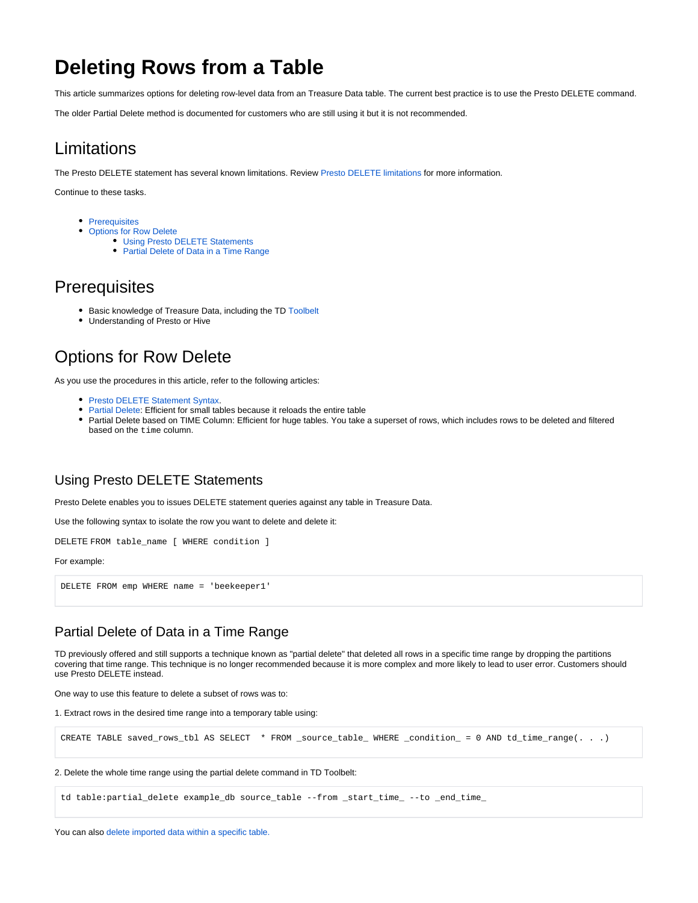# Deleting Rows from a Table

This article summarizes options for deleting row-level data from an Treasure Data table. The current best practice is to use the Presto DELETE command.

The older Partial Delete method is documented for customers who are still using it but it is not recommended.

## Limitations

The Presto DELETE statement has several known limitations. Review Presto DELETE limitations for more information.

Continue to these tasks.

- Prerequisites
- Options for Row Delete
    - Using Presto DELETE Statements
    - Partial Delete of Data in a Time Range

## Prerequisites

- Basic knowledge of Treasure Data, including the TD Toolbelt
- Understanding of Presto or Hive

## Options for Row Delete

As you use the procedures in this article, refer to the following articles:

- Presto DELETE Statement Syntax.
- Partial Delete: Efficient for small tables because it reloads the entire table
- Partial Delete based on TIME Column: Efficient for huge tables. You take a superset of rows, which includes rows to be deleted and filtered based on the `time` column.

### Using Presto DELETE Statements

Presto Delete enables you to issues DELETE statement queries against any table in Treasure Data.

Use the following syntax to isolate the row you want to delete and delete it:

DELETE FROM `table_name [ WHERE condition ]`

For example:

```
DELETE FROM emp WHERE name = 'beekeeper1'
```

### Partial Delete of Data in a Time Range

TD previously offered and still supports a technique known as "partial delete" that deleted all rows in a specific time range by dropping the partitions covering that time range. This technique is no longer recommended because it is more complex and more likely to lead to user error. Customers should use Presto DELETE instead.

One way to use this feature to delete a subset of rows was to:

1. Extract rows in the desired time range into a temporary table using:

```
CREATE TABLE saved_rows_tbl AS SELECT  * FROM _source_table_ WHERE _condition_ = 0 AND td_time_range(. . .)
```

2. Delete the whole time range using the partial delete command in TD Toolbelt:

```
td table:partial_delete example_db source_table --from _start_time_ --to _end_time_
```

You can also delete imported data within a specific table.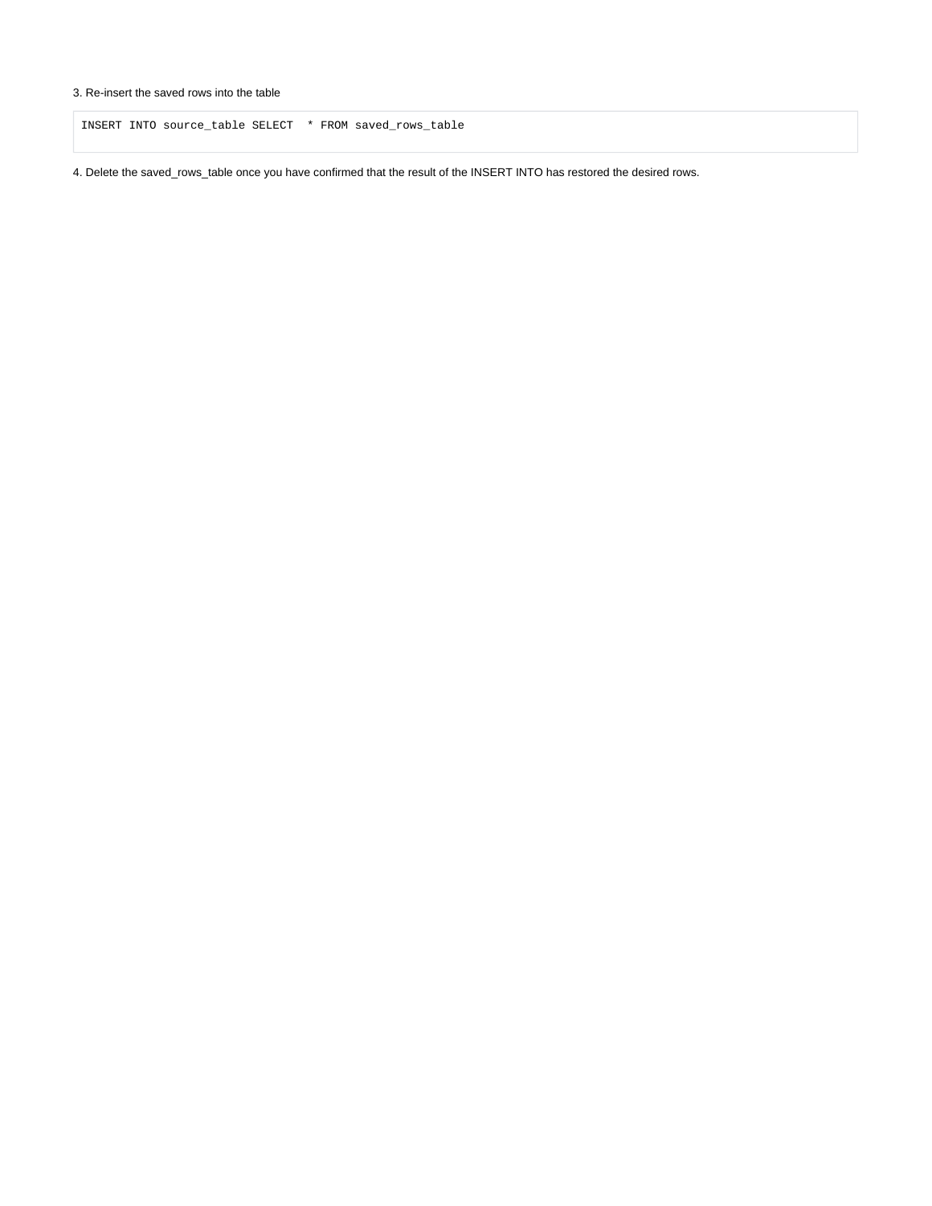3. Re-insert the saved rows into the table

```
INSERT INTO source_table SELECT  * FROM saved_rows_table
```

4. Delete the saved_rows_table once you have confirmed that the result of the INSERT INTO has restored the desired rows.